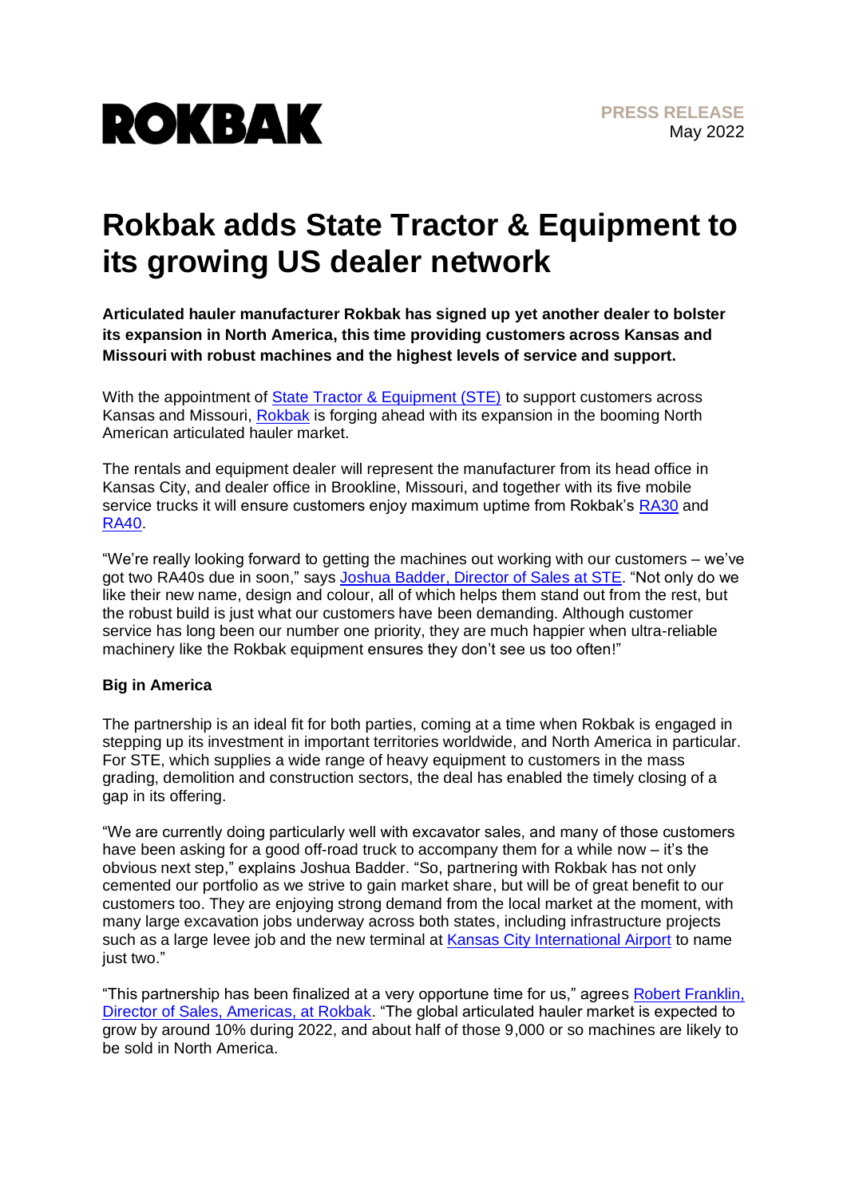ROKBAK

**PRESS RELEASE**
May 2022

# Rokbak adds State Tractor & Equipment to its growing US dealer network

**Articulated hauler manufacturer Rokbak has signed up yet another dealer to bolster its expansion in North America, this time providing customers across Kansas and Missouri with robust machines and the highest levels of service and support.**

With the appointment of State Tractor & Equipment (STE) to support customers across Kansas and Missouri, Rokbak is forging ahead with its expansion in the booming North American articulated hauler market.

The rentals and equipment dealer will represent the manufacturer from its head office in Kansas City, and dealer office in Brookline, Missouri, and together with its five mobile service trucks it will ensure customers enjoy maximum uptime from Rokbak's RA30 and RA40.

"We're really looking forward to getting the machines out working with our customers – we've got two RA40s due in soon," says Joshua Badder, Director of Sales at STE. "Not only do we like their new name, design and colour, all of which helps them stand out from the rest, but the robust build is just what our customers have been demanding. Although customer service has long been our number one priority, they are much happier when ultra-reliable machinery like the Rokbak equipment ensures they don't see us too often!"

**Big in America**

The partnership is an ideal fit for both parties, coming at a time when Rokbak is engaged in stepping up its investment in important territories worldwide, and North America in particular. For STE, which supplies a wide range of heavy equipment to customers in the mass grading, demolition and construction sectors, the deal has enabled the timely closing of a gap in its offering.

"We are currently doing particularly well with excavator sales, and many of those customers have been asking for a good off-road truck to accompany them for a while now – it's the obvious next step," explains Joshua Badder. "So, partnering with Rokbak has not only cemented our portfolio as we strive to gain market share, but will be of great benefit to our customers too. They are enjoying strong demand from the local market at the moment, with many large excavation jobs underway across both states, including infrastructure projects such as a large levee job and the new terminal at Kansas City International Airport to name just two."

"This partnership has been finalized at a very opportune time for us," agrees Robert Franklin, Director of Sales, Americas, at Rokbak. "The global articulated hauler market is expected to grow by around 10% during 2022, and about half of those 9,000 or so machines are likely to be sold in North America.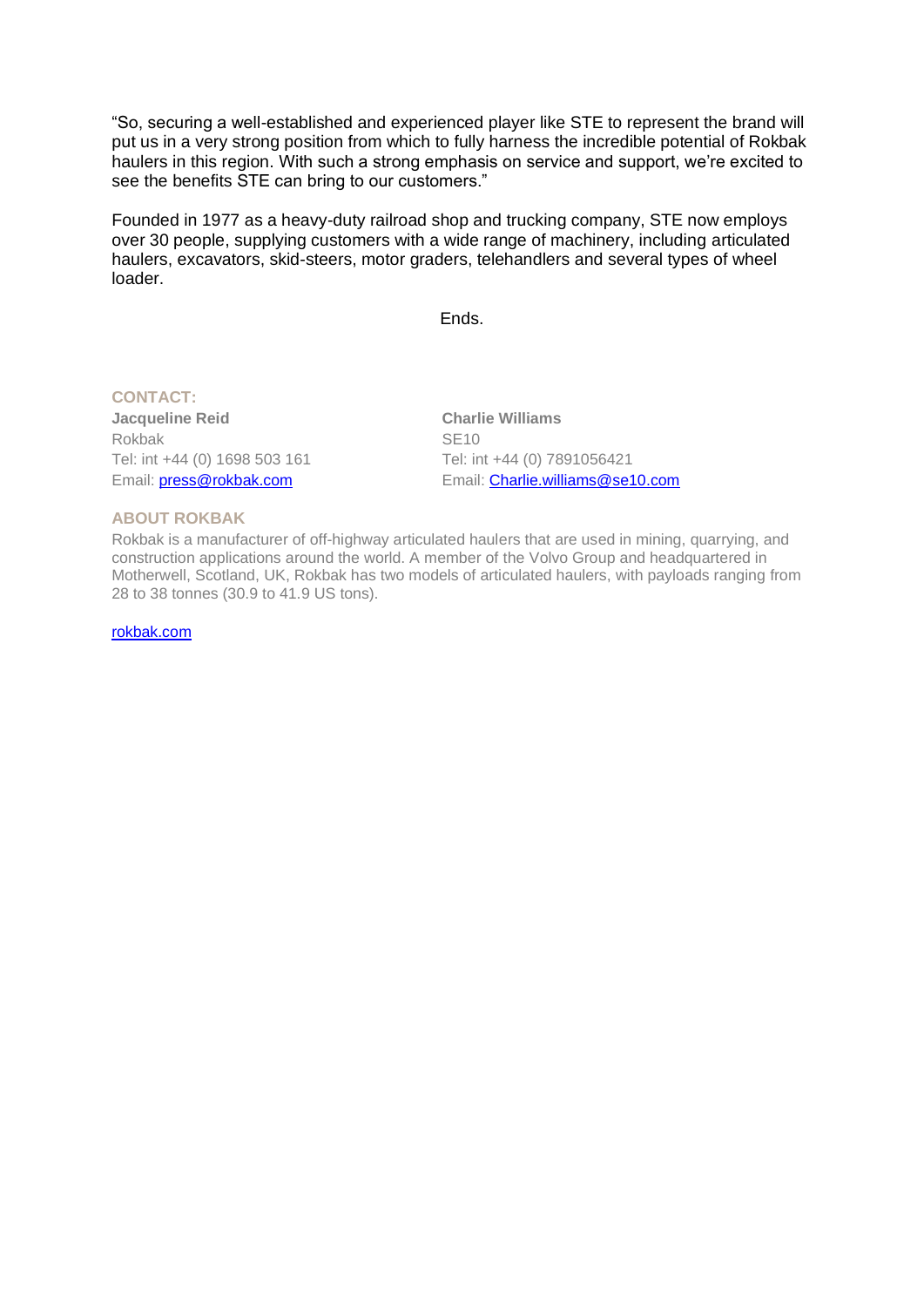"So, securing a well-established and experienced player like STE to represent the brand will put us in a very strong position from which to fully harness the incredible potential of Rokbak haulers in this region. With such a strong emphasis on service and support, we're excited to see the benefits STE can bring to our customers."

Founded in 1977 as a heavy-duty railroad shop and trucking company, STE now employs over 30 people, supplying customers with a wide range of machinery, including articulated haulers, excavators, skid-steers, motor graders, telehandlers and several types of wheel loader.

Ends.

**CONTACT:**

**Jacqueline Reid**
Rokbak
Tel: int +44 (0) 1698 503 161
Email: [press@rokbak.com](mailto:press@rokbak.com)

**Charlie Williams**
SE10
Tel: int +44 (0) 7891056421
Email: [Charlie.williams@se10.com](mailto:Charlie.williams@se10.com)

**ABOUT ROKBAK**

Rokbak is a manufacturer of off-highway articulated haulers that are used in mining, quarrying, and construction applications around the world. A member of the Volvo Group and headquartered in Motherwell, Scotland, UK, Rokbak has two models of articulated haulers, with payloads ranging from 28 to 38 tonnes (30.9 to 41.9 US tons).

[rokbak.com](https://rokbak.com)